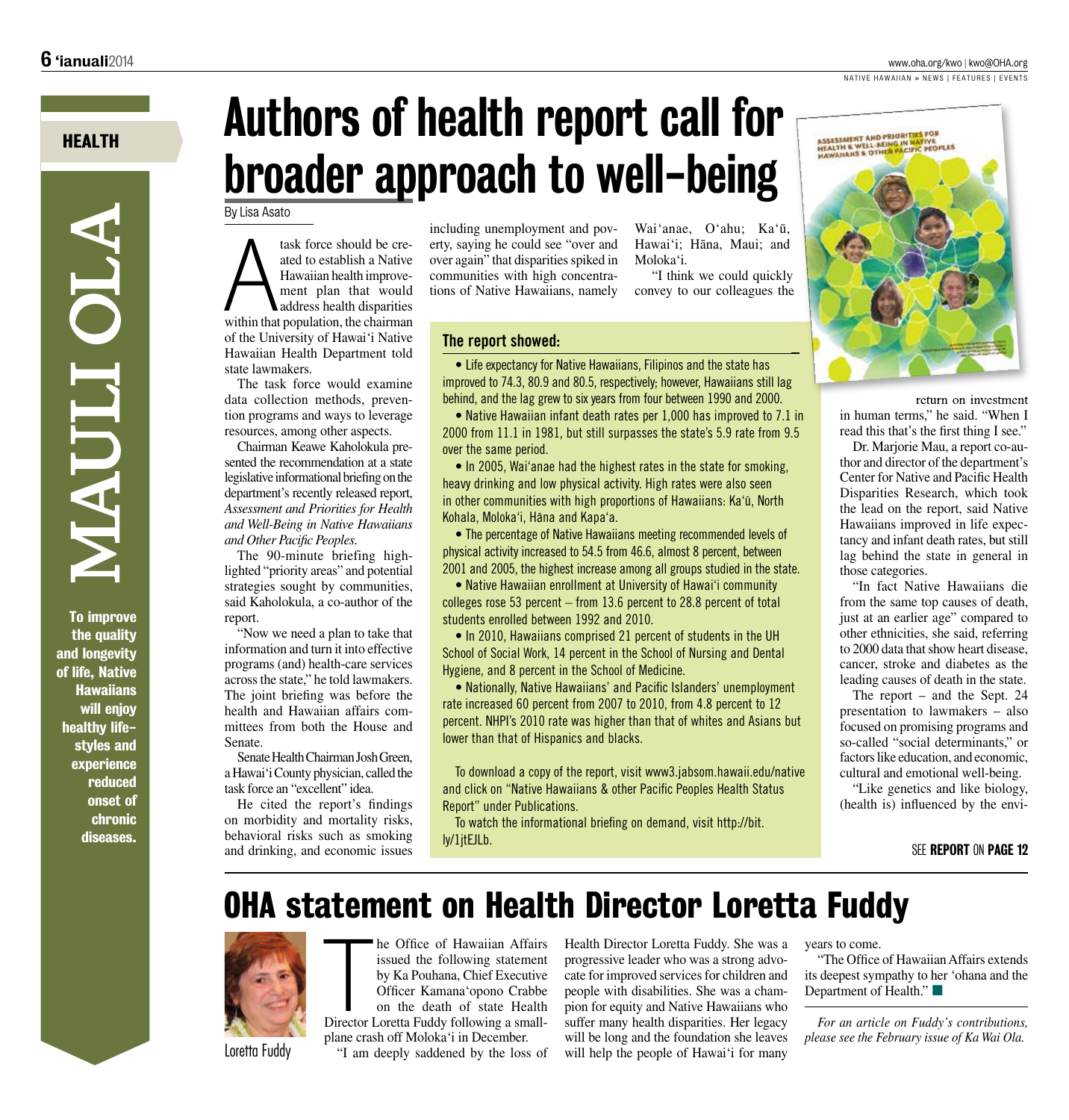HEALTH

# MAULI OLA

**To improve the quality and longevity of life, Native Hawaiians will enjoy healthy lifestyles and experience reduced onset of chronic diseases.**

# Authors of health report call for broader approach to well-being

By Lisa Asato

A task force should be created to establish a Native Hawaiian health improvement plan that would address health disparities within that population, the chairman of the University of Hawai'i Native Hawaiian Health Department told state lawmakers.

The task force would examine data collection methods, prevention programs and ways to leverage resources, among other aspects.

Chairman Keawe Kaholokula presented the recommendation at a state legislative informational briefing on the department's recently released report, *Assessment and Priorities for Health and Well-Being in Native Hawaiians and Other Pacific Peoples.*

The 90-minute briefing highlighted "priority areas" and potential strategies sought by communities, said Kaholokula, a co-author of the report.

"Now we need a plan to take that information and turn it into effective programs (and) health-care services across the state," he told lawmakers. The joint briefing was before the health and Hawaiian affairs committees from both the House and Senate.

Senate Health Chairman Josh Green, a Hawai'i County physician, called the task force an "excellent" idea.

He cited the report's findings on morbidity and mortality risks, behavioral risks such as smoking and drinking, and economic issues including unemployment and poverty, saying he could see "over and over again" that disparities spiked in communities with high concentrations of Native Hawaiians, namely Wai'anae, O'ahu; Ka'ū, Hawai'i; Hāna, Maui; and Moloka'i.

"I think we could quickly convey to our colleagues the return on investment in human terms," he said. "When I read this that's the first thing I see."

Dr. Marjorie Mau, a report co-author and director of the department's Center for Native and Pacific Health Disparities Research, which took the lead on the report, said Native Hawaiians improved in life expectancy and infant death rates, but still lag behind the state in general in those categories.

"In fact Native Hawaiians die from the same top causes of death, just at an earlier age" compared to other ethnicities, she said, referring to 2000 data that show heart disease, cancer, stroke and diabetes as the leading causes of death in the state.

The report – and the Sept. 24 presentation to lawmakers – also focused on promising programs and so-called "social determinants," or factors like education, and economic, cultural and emotional well-being.

"Like genetics and like biology, (health is) influenced by the envi-

SEE **REPORT** ON **PAGE 12**

### The report showed:

- Life expectancy for Native Hawaiians, Filipinos and the state has improved to 74.3, 80.9 and 80.5, respectively; however, Hawaiians still lag behind, and the lag grew to six years from four between 1990 and 2000.
- Native Hawaiian infant death rates per 1,000 has improved to 7.1 in 2000 from 11.1 in 1981, but still surpasses the state's 5.9 rate from 9.5 over the same period.
- In 2005, Wai'anae had the highest rates in the state for smoking, heavy drinking and low physical activity. High rates were also seen in other communities with high proportions of Hawaiians: Ka'ū, North Kohala, Moloka'i, Hāna and Kapa'a.
- The percentage of Native Hawaiians meeting recommended levels of physical activity increased to 54.5 from 46.6, almost 8 percent, between 2001 and 2005, the highest increase among all groups studied in the state.
- Native Hawaiian enrollment at University of Hawai'i community colleges rose 53 percent – from 13.6 percent to 28.8 percent of total students enrolled between 1992 and 2010.
- In 2010, Hawaiians comprised 21 percent of students in the UH School of Social Work, 14 percent in the School of Nursing and Dental Hygiene, and 8 percent in the School of Medicine.
- Nationally, Native Hawaiians' and Pacific Islanders' unemployment rate increased 60 percent from 2007 to 2010, from 4.8 percent to 12 percent. NHPI's 2010 rate was higher than that of whites and Asians but lower than that of Hispanics and blacks.

To download a copy of the report, visit www3.jabsom.hawaii.edu/native and click on "Native Hawaiians & other Pacific Peoples Health Status Report" under Publications.

To watch the informational briefing on demand, visit http://bit.ly/1jtEJLb.

# OHA statement on Health Director Loretta Fuddy

Loretta Fuddy

The Office of Hawaiian Affairs issued the following statement by Ka Pouhana, Chief Executive Officer Kamana'opono Crabbe on the death of state Health Director Loretta Fuddy following a small-plane crash off Moloka'i in December.

"I am deeply saddened by the loss of Health Director Loretta Fuddy. She was a progressive leader who was a strong advocate for improved services for children and people with disabilities. She was a champion for equity and Native Hawaiians who suffer many health disparities. Her legacy will be long and the foundation she leaves will help the people of Hawai'i for many years to come.

"The Office of Hawaiian Affairs extends its deepest sympathy to her 'ohana and the Department of Health." ■

*For an article on Fuddy's contributions, please see the February issue of Ka Wai Ola.*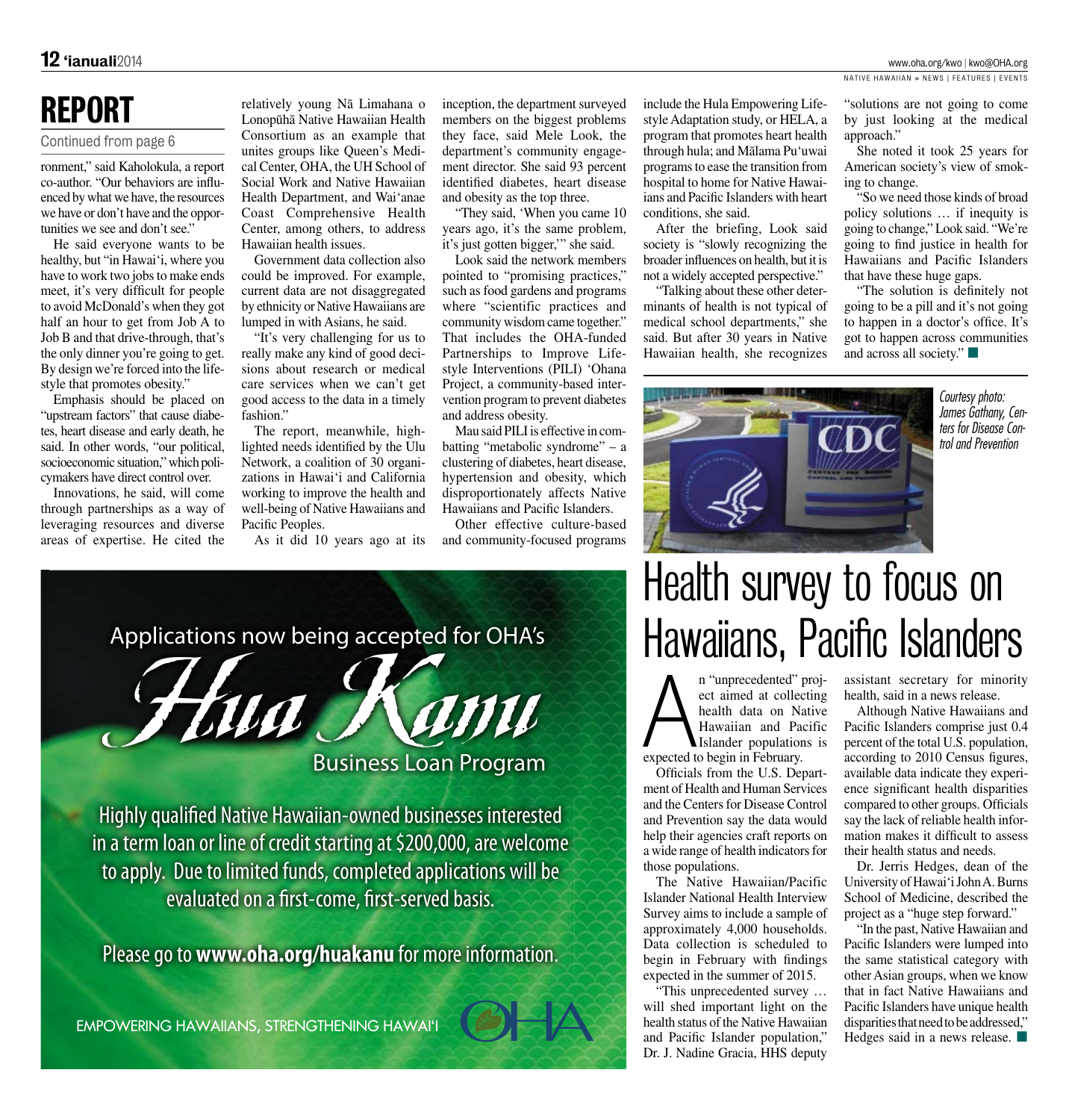## REPORT

Continued from page 6

ronment," said Kaholokula, a report co-author. "Our behaviors are influenced by what we have, the resources we have or don't have and the opportunities we see and don't see."

He said everyone wants to be healthy, but "in Hawai'i, where you have to work two jobs to make ends meet, it's very difficult for people to avoid McDonald's when they got half an hour to get from Job A to Job B and that drive-through, that's the only dinner you're going to get. By design we're forced into the lifestyle that promotes obesity."

Emphasis should be placed on "upstream factors" that cause diabetes, heart disease and early death, he said. In other words, "our political, socioeconomic situation," which policymakers have direct control over.

Innovations, he said, will come through partnerships as a way of leveraging resources and diverse areas of expertise. He cited the relatively young Nā Limahana o Lonopūhā Native Hawaiian Health Consortium as an example that unites groups like Queen's Medical Center, OHA, the UH School of Social Work and Native Hawaiian Health Department, and Wai'anae Coast Comprehensive Health Center, among others, to address Hawaiian health issues.

Government data collection also could be improved. For example, current data are not disaggregated by ethnicity or Native Hawaiians are lumped in with Asians, he said.

"It's very challenging for us to really make any kind of good decisions about research or medical care services when we can't get good access to the data in a timely fashion."

The report, meanwhile, highlighted needs identified by the Ulu Network, a coalition of 30 organizations in Hawai'i and California working to improve the health and well-being of Native Hawaiians and Pacific Peoples.

As it did 10 years ago at its inception, the department surveyed members on the biggest problems they face, said Mele Look, the department's community engagement director. She said 93 percent identified diabetes, heart disease and obesity as the top three.

"They said, 'When you came 10 years ago, it's the same problem, it's just gotten bigger,'" she said.

Look said the network members pointed to "promising practices," such as food gardens and programs where "scientific practices and community wisdom came together." That includes the OHA-funded Partnerships to Improve Lifestyle Interventions (PILI) 'Ohana Project, a community-based intervention program to prevent diabetes and address obesity.

Mau said PILI is effective in combatting "metabolic syndrome" – a clustering of diabetes, heart disease, hypertension and obesity, which disproportionately affects Native Hawaiians and Pacific Islanders.

Other effective culture-based and community-focused programs include the Hula Empowering Lifestyle Adaptation study, or HELA, a program that promotes heart health through hula; and Mālama Pu'uwai programs to ease the transition from hospital to home for Native Hawaiians and Pacific Islanders with heart conditions, she said.

After the briefing, Look said society is "slowly recognizing the broader influences on health, but it is not a widely accepted perspective."

"Talking about these other determinants of health is not typical of medical school departments," she said. But after 30 years in Native Hawaiian health, she recognizes "solutions are not going to come by just looking at the medical approach."

She noted it took 25 years for American society's view of smoking to change.

"So we need those kinds of broad policy solutions … if inequity is going to change," Look said. "We're going to find justice in health for Hawaiians and Pacific Islanders that have these huge gaps.

"The solution is definitely not going to be a pill and it's not going to happen in a doctor's office. It's got to happen across communities and across all society." ■

Applications now being accepted for OHA's

Hua Kanu

Business Loan Program

Highly qualified Native Hawaiian-owned businesses interested in a term loan or line of credit starting at $200,000, are welcome to apply. Due to limited funds, completed applications will be evaluated on a first-come, first-served basis.

Please go to **www.oha.org/huakanu** for more information.

EMPOWERING HAWAIIANS, STRENGTHENING HAWAI'I

OHA

*Courtesy photo: James Gathany, Centers for Disease Control and Prevention*

# Health survey to focus on Hawaiians, Pacific Islanders

An "unprecedented" project aimed at collecting health data on Native Hawaiian and Pacific Islander populations is expected to begin in February.

Officials from the U.S. Department of Health and Human Services and the Centers for Disease Control and Prevention say the data would help their agencies craft reports on a wide range of health indicators for those populations.

The Native Hawaiian/Pacific Islander National Health Interview Survey aims to include a sample of approximately 4,000 households. Data collection is scheduled to begin in February with findings expected in the summer of 2015.

"This unprecedented survey … will shed important light on the health status of the Native Hawaiian and Pacific Islander population," Dr. J. Nadine Gracia, HHS deputy assistant secretary for minority health, said in a news release.

Although Native Hawaiians and Pacific Islanders comprise just 0.4 percent of the total U.S. population, according to 2010 Census figures, available data indicate they experience significant health disparities compared to other groups. Officials say the lack of reliable health information makes it difficult to assess their health status and needs.

Dr. Jerris Hedges, dean of the University of Hawai'i John A. Burns School of Medicine, described the project as a "huge step forward."

"In the past, Native Hawaiian and Pacific Islanders were lumped into the same statistical category with other Asian groups, when we know that in fact Native Hawaiians and Pacific Islanders have unique health disparities that need to be addressed," Hedges said in a news release. ■